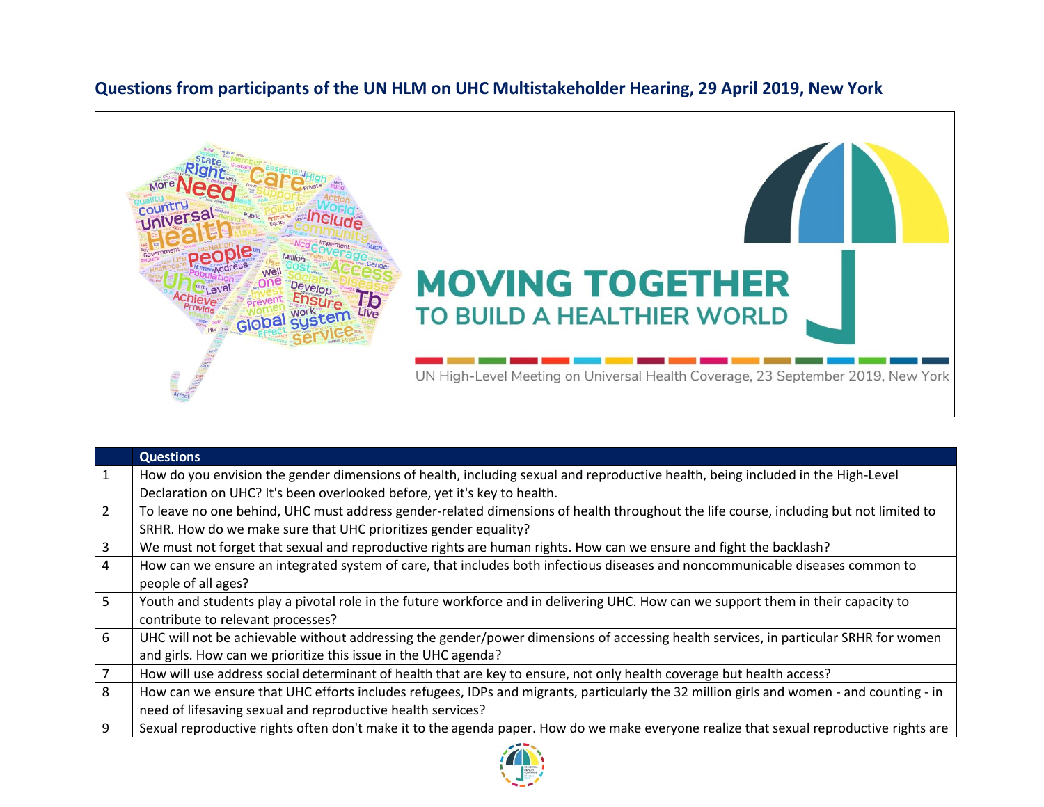## Questions from participants of the UN HLM on UHC Multistakeholder Hearing, 29 April 2019, New York

MOVING TOGETHER TO BUILD A HEALTHIER WORLD

UN High-Level Meeting on Universal Health Coverage, 23 September 2019, New York

| | Questions |
|---|---|
| 1 | How do you envision the gender dimensions of health, including sexual and reproductive health, being included in the High-Level Declaration on UHC? It's been overlooked before, yet it's key to health. |
| 2 | To leave no one behind, UHC must address gender-related dimensions of health throughout the life course, including but not limited to SRHR. How do we make sure that UHC prioritizes gender equality? |
| 3 | We must not forget that sexual and reproductive rights are human rights. How can we ensure and fight the backlash? |
| 4 | How can we ensure an integrated system of care, that includes both infectious diseases and noncommunicable diseases common to people of all ages? |
| 5 | Youth and students play a pivotal role in the future workforce and in delivering UHC. How can we support them in their capacity to contribute to relevant processes? |
| 6 | UHC will not be achievable without addressing the gender/power dimensions of accessing health services, in particular SRHR for women and girls. How can we prioritize this issue in the UHC agenda? |
| 7 | How will use address social determinant of health that are key to ensure, not only health coverage but health access? |
| 8 | How can we ensure that UHC efforts includes refugees, IDPs and migrants, particularly the 32 million girls and women - and counting - in need of lifesaving sexual and reproductive health services? |
| 9 | Sexual reproductive rights often don't make it to the agenda paper. How do we make everyone realize that sexual reproductive rights are |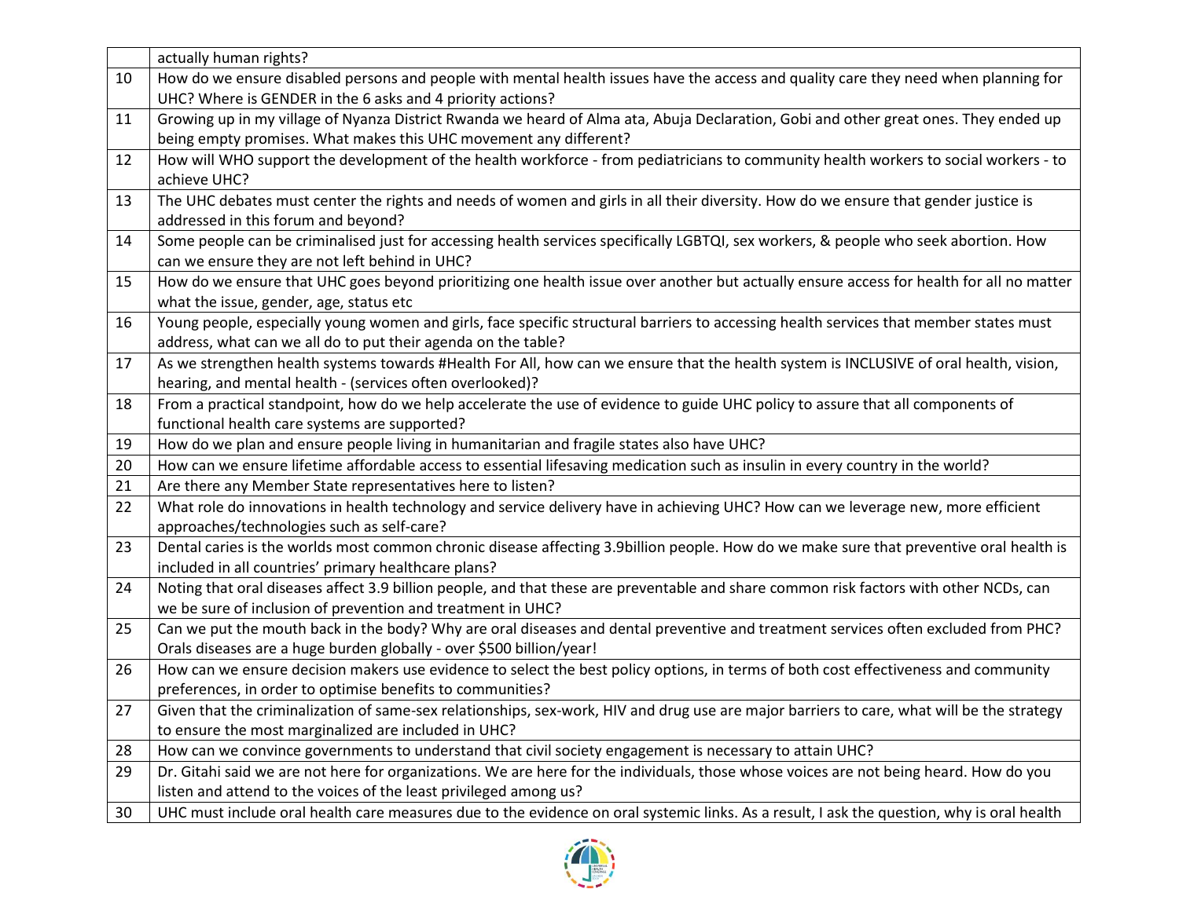| | |
|---|---|
| | actually human rights? |
| 10 | How do we ensure disabled persons and people with mental health issues have the access and quality care they need when planning for UHC? Where is GENDER in the 6 asks and 4 priority actions? |
| 11 | Growing up in my village of Nyanza District Rwanda we heard of Alma ata, Abuja Declaration, Gobi and other great ones. They ended up being empty promises. What makes this UHC movement any different? |
| 12 | How will WHO support the development of the health workforce - from pediatricians to community health workers to social workers - to achieve UHC? |
| 13 | The UHC debates must center the rights and needs of women and girls in all their diversity. How do we ensure that gender justice is addressed in this forum and beyond? |
| 14 | Some people can be criminalised just for accessing health services specifically LGBTQI, sex workers, & people who seek abortion. How can we ensure they are not left behind in UHC? |
| 15 | How do we ensure that UHC goes beyond prioritizing one health issue over another but actually ensure access for health for all no matter what the issue, gender, age, status etc |
| 16 | Young people, especially young women and girls, face specific structural barriers to accessing health services that member states must address, what can we all do to put their agenda on the table? |
| 17 | As we strengthen health systems towards #Health For All, how can we ensure that the health system is INCLUSIVE of oral health, vision, hearing, and mental health - (services often overlooked)? |
| 18 | From a practical standpoint, how do we help accelerate the use of evidence to guide UHC policy to assure that all components of functional health care systems are supported? |
| 19 | How do we plan and ensure people living in humanitarian and fragile states also have UHC? |
| 20 | How can we ensure lifetime affordable access to essential lifesaving medication such as insulin in every country in the world? |
| 21 | Are there any Member State representatives here to listen? |
| 22 | What role do innovations in health technology and service delivery have in achieving UHC? How can we leverage new, more efficient approaches/technologies such as self-care? |
| 23 | Dental caries is the worlds most common chronic disease affecting 3.9billion people. How do we make sure that preventive oral health is included in all countries' primary healthcare plans? |
| 24 | Noting that oral diseases affect 3.9 billion people, and that these are preventable and share common risk factors with other NCDs, can we be sure of inclusion of prevention and treatment in UHC? |
| 25 | Can we put the mouth back in the body? Why are oral diseases and dental preventive and treatment services often excluded from PHC? Orals diseases are a huge burden globally - over $500 billion/year! |
| 26 | How can we ensure decision makers use evidence to select the best policy options, in terms of both cost effectiveness and community preferences, in order to optimise benefits to communities? |
| 27 | Given that the criminalization of same-sex relationships, sex-work, HIV and drug use are major barriers to care, what will be the strategy to ensure the most marginalized are included in UHC? |
| 28 | How can we convince governments to understand that civil society engagement is necessary to attain UHC? |
| 29 | Dr. Gitahi said we are not here for organizations. We are here for the individuals, those whose voices are not being heard. How do you listen and attend to the voices of the least privileged among us? |
| 30 | UHC must include oral health care measures due to the evidence on oral systemic links. As a result, I ask the question, why is oral health |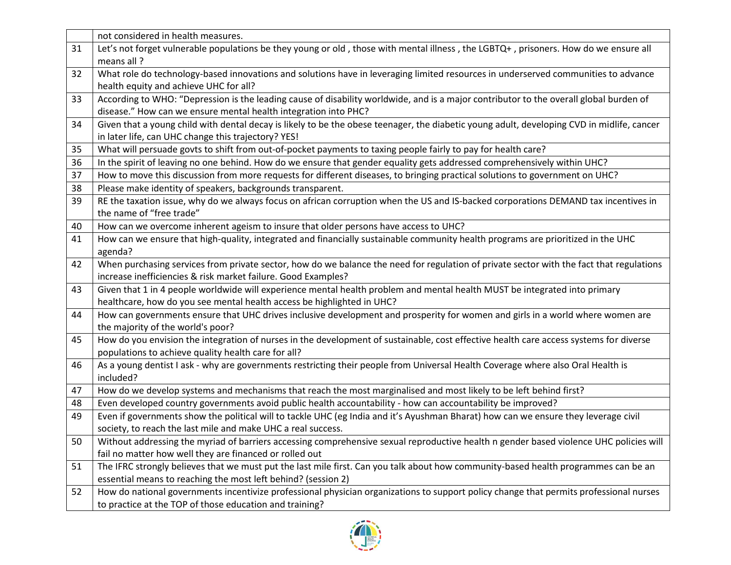|  |  |
|---|---|
|  | not considered in health measures. |
| 31 | Let's not forget vulnerable populations be they young or old , those with mental illness , the LGBTQ+ , prisoners. How do we ensure all means all ? |
| 32 | What role do technology-based innovations and solutions have in leveraging limited resources in underserved communities to advance health equity and achieve UHC for all? |
| 33 | According to WHO: "Depression is the leading cause of disability worldwide, and is a major contributor to the overall global burden of disease." How can we ensure mental health integration into PHC? |
| 34 | Given that a young child with dental decay is likely to be the obese teenager, the diabetic young adult, developing CVD in midlife, cancer in later life, can UHC change this trajectory? YES! |
| 35 | What will persuade govts to shift from out-of-pocket payments to taxing people fairly to pay for health care? |
| 36 | In the spirit of leaving no one behind. How do we ensure that gender equality gets addressed comprehensively within UHC? |
| 37 | How to move this discussion from more requests for different diseases, to bringing practical solutions to government on UHC? |
| 38 | Please make identity of speakers, backgrounds transparent. |
| 39 | RE the taxation issue, why do we always focus on african corruption when the US and IS-backed corporations DEMAND tax incentives in the name of "free trade" |
| 40 | How can we overcome inherent ageism to insure that older persons have access to UHC? |
| 41 | How can we ensure that high-quality, integrated and financially sustainable community health programs are prioritized in the UHC agenda? |
| 42 | When purchasing services from private sector, how do we balance the need for regulation of private sector with the fact that regulations increase inefficiencies & risk market failure. Good Examples? |
| 43 | Given that 1 in 4 people worldwide will experience mental health problem and mental health MUST be integrated into primary healthcare, how do you see mental health access be highlighted in UHC? |
| 44 | How can governments ensure that UHC drives inclusive development and prosperity for women and girls in a world where women are the majority of the world's poor? |
| 45 | How do you envision the integration of nurses in the development of sustainable, cost effective health care access systems for diverse populations to achieve quality health care for all? |
| 46 | As a young dentist I ask - why are governments restricting their people from Universal Health Coverage where also Oral Health is included? |
| 47 | How do we develop systems and mechanisms that reach the most marginalised and most likely to be left behind first? |
| 48 | Even developed country governments avoid public health accountability - how can accountability be improved? |
| 49 | Even if governments show the political will to tackle UHC (eg India and it's Ayushman Bharat) how can we ensure they leverage civil society, to reach the last mile and make UHC a real success. |
| 50 | Without addressing the myriad of barriers accessing comprehensive sexual reproductive health n gender based violence UHC policies will fail no matter how well they are financed or rolled out |
| 51 | The IFRC strongly believes that we must put the last mile first. Can you talk about how community-based health programmes can be an essential means to reaching the most left behind? (session 2) |
| 52 | How do national governments incentivize professional physician organizations to support policy change that permits professional nurses to practice at the TOP of those education and training? |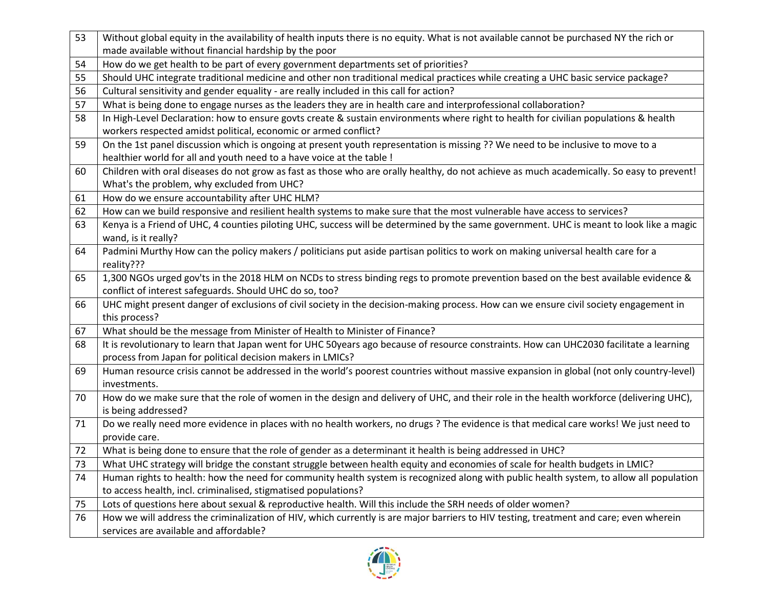| | |
|---|---|
| 53 | Without global equity in the availability of health inputs there is no equity. What is not available cannot be purchased NY the rich or made available without financial hardship by the poor |
| 54 | How do we get health to be part of every government departments set of priorities? |
| 55 | Should UHC integrate traditional medicine and other non traditional medical practices while creating a UHC basic service package? |
| 56 | Cultural sensitivity and gender equality - are really included in this call for action? |
| 57 | What is being done to engage nurses as the leaders they are in health care and interprofessional collaboration? |
| 58 | In High-Level Declaration: how to ensure govts create & sustain environments where right to health for civilian populations & health workers respected amidst political, economic or armed conflict? |
| 59 | On the 1st panel discussion which is ongoing at present youth representation is missing ?? We need to be inclusive to move to a healthier world for all and youth need to a have voice at the table ! |
| 60 | Children with oral diseases do not grow as fast as those who are orally healthy, do not achieve as much academically. So easy to prevent! What's the problem, why excluded from UHC? |
| 61 | How do we ensure accountability after UHC HLM? |
| 62 | How can we build responsive and resilient health systems to make sure that the most vulnerable have access to services? |
| 63 | Kenya is a Friend of UHC, 4 counties piloting UHC, success will be determined by the same government. UHC is meant to look like a magic wand, is it really? |
| 64 | Padmini Murthy How can the policy makers / politicians put aside partisan politics to work on making universal health care for a reality??? |
| 65 | 1,300 NGOs urged gov'ts in the 2018 HLM on NCDs to stress binding regs to promote prevention based on the best available evidence & conflict of interest safeguards. Should UHC do so, too? |
| 66 | UHC might present danger of exclusions of civil society in the decision-making process. How can we ensure civil society engagement in this process? |
| 67 | What should be the message from Minister of Health to Minister of Finance? |
| 68 | It is revolutionary to learn that Japan went for UHC 50years ago because of resource constraints. How can UHC2030 facilitate a learning process from Japan for political decision makers in LMICs? |
| 69 | Human resource crisis cannot be addressed in the world's poorest countries without massive expansion in global (not only country-level) investments. |
| 70 | How do we make sure that the role of women in the design and delivery of UHC, and their role in the health workforce (delivering UHC), is being addressed? |
| 71 | Do we really need more evidence in places with no health workers, no drugs ? The evidence is that medical care works! We just need to provide care. |
| 72 | What is being done to ensure that the role of gender as a determinant it health is being addressed in UHC? |
| 73 | What UHC strategy will bridge the constant struggle between health equity and economies of scale for health budgets in LMIC? |
| 74 | Human rights to health: how the need for community health system is recognized along with public health system, to allow all population to access health, incl. criminalised, stigmatised populations? |
| 75 | Lots of questions here about sexual & reproductive health. Will this include the SRH needs of older women? |
| 76 | How we will address the criminalization of HIV, which currently is are major barriers to HIV testing, treatment and care; even wherein services are available and affordable? |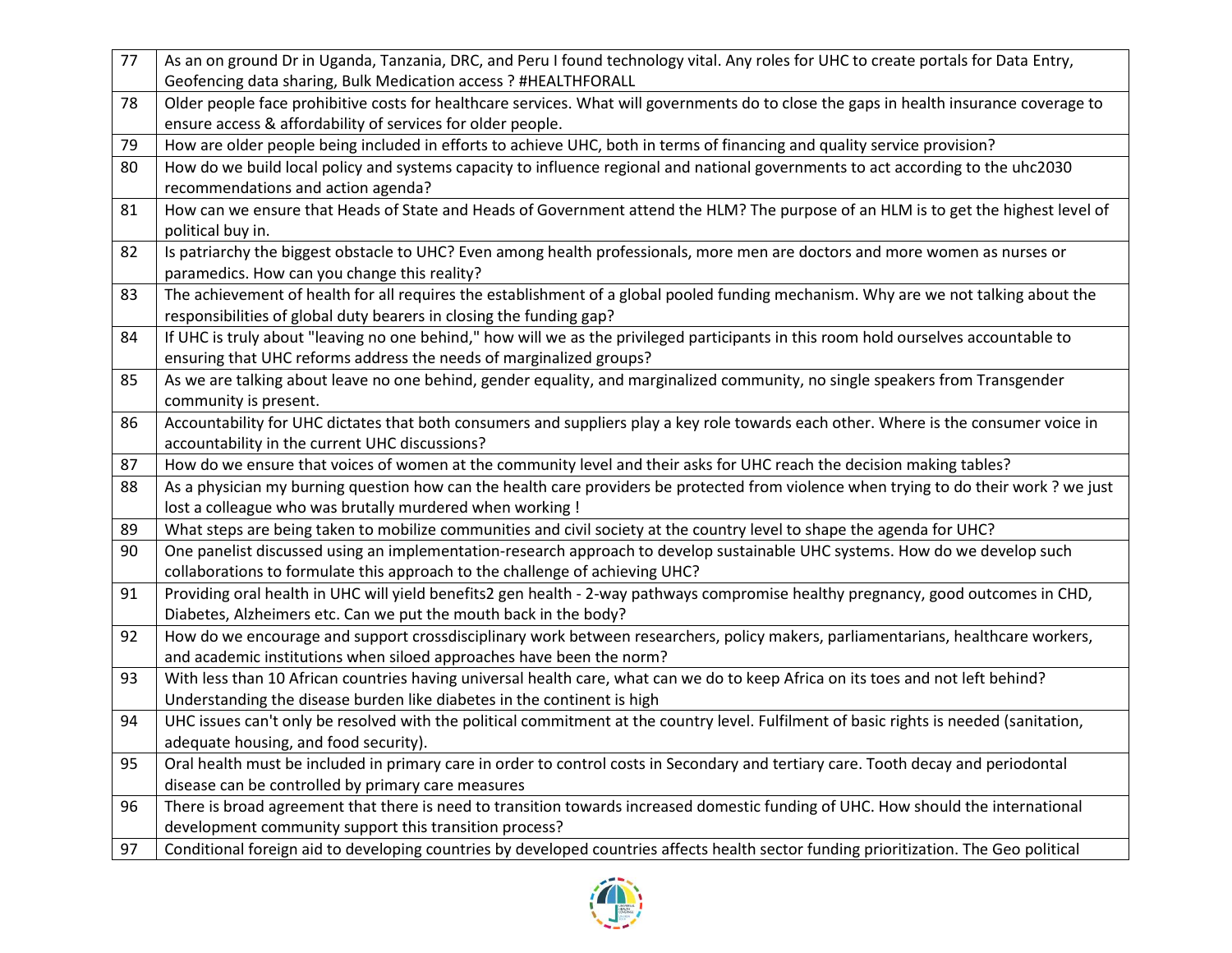| | |
|---|---|
| 77 | As an on ground Dr in Uganda, Tanzania, DRC, and Peru I found technology vital. Any roles for UHC to create portals for Data Entry, Geofencing data sharing, Bulk Medication access ? #HEALTHFORALL |
| 78 | Older people face prohibitive costs for healthcare services. What will governments do to close the gaps in health insurance coverage to ensure access & affordability of services for older people. |
| 79 | How are older people being included in efforts to achieve UHC, both in terms of financing and quality service provision? |
| 80 | How do we build local policy and systems capacity to influence regional and national governments to act according to the uhc2030 recommendations and action agenda? |
| 81 | How can we ensure that Heads of State and Heads of Government attend the HLM? The purpose of an HLM is to get the highest level of political buy in. |
| 82 | Is patriarchy the biggest obstacle to UHC? Even among health professionals, more men are doctors and more women as nurses or paramedics. How can you change this reality? |
| 83 | The achievement of health for all requires the establishment of a global pooled funding mechanism. Why are we not talking about the responsibilities of global duty bearers in closing the funding gap? |
| 84 | If UHC is truly about "leaving no one behind," how will we as the privileged participants in this room hold ourselves accountable to ensuring that UHC reforms address the needs of marginalized groups? |
| 85 | As we are talking about leave no one behind, gender equality, and marginalized community, no single speakers from Transgender community is present. |
| 86 | Accountability for UHC dictates that both consumers and suppliers play a key role towards each other. Where is the consumer voice in accountability in the current UHC discussions? |
| 87 | How do we ensure that voices of women at the community level and their asks for UHC reach the decision making tables? |
| 88 | As a physician my burning question how can the health care providers be protected from violence when trying to do their work ? we just lost a colleague who was brutally murdered when working ! |
| 89 | What steps are being taken to mobilize communities and civil society at the country level to shape the agenda for UHC? |
| 90 | One panelist discussed using an implementation-research approach to develop sustainable UHC systems. How do we develop such collaborations to formulate this approach to the challenge of achieving UHC? |
| 91 | Providing oral health in UHC will yield benefits2 gen health - 2-way pathways compromise healthy pregnancy, good outcomes in CHD, Diabetes, Alzheimers etc. Can we put the mouth back in the body? |
| 92 | How do we encourage and support crossdisciplinary work between researchers, policy makers, parliamentarians, healthcare workers, and academic institutions when siloed approaches have been the norm? |
| 93 | With less than 10 African countries having universal health care, what can we do to keep Africa on its toes and not left behind? Understanding the disease burden like diabetes in the continent is high |
| 94 | UHC issues can't only be resolved with the political commitment at the country level. Fulfilment of basic rights is needed (sanitation, adequate housing, and food security). |
| 95 | Oral health must be included in primary care in order to control costs in Secondary and tertiary care. Tooth decay and periodontal disease can be controlled by primary care measures |
| 96 | There is broad agreement that there is need to transition towards increased domestic funding of UHC. How should the international development community support this transition process? |
| 97 | Conditional foreign aid to developing countries by developed countries affects health sector funding prioritization. The Geo political |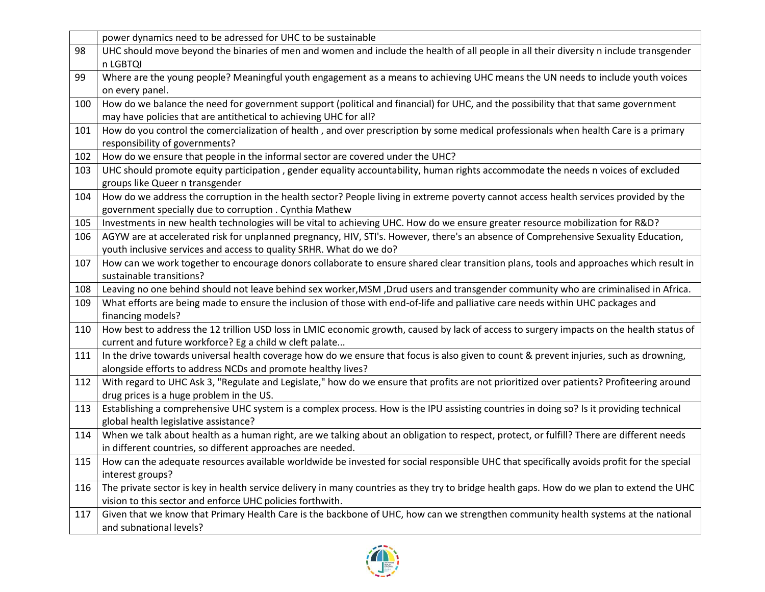| | |
|---|---|
| | power dynamics need to be adressed for UHC to be sustainable |
| 98 | UHC should move beyond the binaries of men and women and include the health of all people in all their diversity n include transgender n LGBTQI |
| 99 | Where are the young people? Meaningful youth engagement as a means to achieving UHC means the UN needs to include youth voices on every panel. |
| 100 | How do we balance the need for government support (political and financial) for UHC, and the possibility that that same government may have policies that are antithetical to achieving UHC for all? |
| 101 | How do you control the comercialization of health , and over prescription by some medical professionals when health Care is a primary responsibility of governments? |
| 102 | How do we ensure that people in the informal sector are covered under the UHC? |
| 103 | UHC should promote equity participation , gender equality accountability, human rights accommodate the needs n voices of excluded groups like Queer n transgender |
| 104 | How do we address the corruption in the health sector? People living in extreme poverty cannot access health services provided by the government specially due to corruption . Cynthia Mathew |
| 105 | Investments in new health technologies will be vital to achieving UHC. How do we ensure greater resource mobilization for R&D? |
| 106 | AGYW are at accelerated risk for unplanned pregnancy, HIV, STI's. However, there's an absence of Comprehensive Sexuality Education, youth inclusive services and access to quality SRHR. What do we do? |
| 107 | How can we work together to encourage donors collaborate to ensure shared clear transition plans, tools and approaches which result in sustainable transitions? |
| 108 | Leaving no one behind should not leave behind sex worker,MSM ,Drud users and transgender community who are criminalised in Africa. |
| 109 | What efforts are being made to ensure the inclusion of those with end-of-life and palliative care needs within UHC packages and financing models? |
| 110 | How best to address the 12 trillion USD loss in LMIC economic growth, caused by lack of access to surgery impacts on the health status of current and future workforce? Eg a child w cleft palate... |
| 111 | In the drive towards universal health coverage how do we ensure that focus is also given to count & prevent injuries, such as drowning, alongside efforts to address NCDs and promote healthy lives? |
| 112 | With regard to UHC Ask 3, "Regulate and Legislate," how do we ensure that profits are not prioritized over patients? Profiteering around drug prices is a huge problem in the US. |
| 113 | Establishing a comprehensive UHC system is a complex process. How is the IPU assisting countries in doing so? Is it providing technical global health legislative assistance? |
| 114 | When we talk about health as a human right, are we talking about an obligation to respect, protect, or fulfill? There are different needs in different countries, so different approaches are needed. |
| 115 | How can the adequate resources available worldwide be invested for social responsible UHC that specifically avoids profit for the special interest groups? |
| 116 | The private sector is key in health service delivery in many countries as they try to bridge health gaps. How do we plan to extend the UHC vision to this sector and enforce UHC policies forthwith. |
| 117 | Given that we know that Primary Health Care is the backbone of UHC, how can we strengthen community health systems at the national and subnational levels? |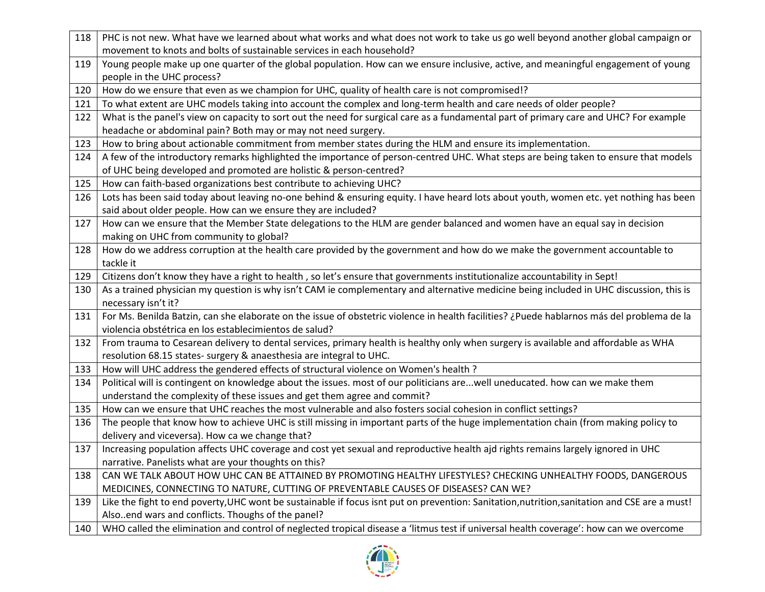| | |
|---|---|
| 118 | PHC is not new. What have we learned about what works and what does not work to take us go well beyond another global campaign or movement to knots and bolts of sustainable services in each household? |
| 119 | Young people make up one quarter of the global population. How can we ensure inclusive, active, and meaningful engagement of young people in the UHC process? |
| 120 | How do we ensure that even as we champion for UHC, quality of health care is not compromised!? |
| 121 | To what extent are UHC models taking into account the complex and long-term health and care needs of older people? |
| 122 | What is the panel's view on capacity to sort out the need for surgical care as a fundamental part of primary care and UHC? For example headache or abdominal pain? Both may or may not need surgery. |
| 123 | How to bring about actionable commitment from member states during the HLM and ensure its implementation. |
| 124 | A few of the introductory remarks highlighted the importance of person-centred UHC. What steps are being taken to ensure that models of UHC being developed and promoted are holistic & person-centred? |
| 125 | How can faith-based organizations best contribute to achieving UHC? |
| 126 | Lots has been said today about leaving no-one behind & ensuring equity. I have heard lots about youth, women etc. yet nothing has been said about older people. How can we ensure they are included? |
| 127 | How can we ensure that the Member State delegations to the HLM are gender balanced and women have an equal say in decision making on UHC from community to global? |
| 128 | How do we address corruption at the health care provided by the government and how do we make the government accountable to tackle it |
| 129 | Citizens don't know they have a right to health , so let's ensure that governments institutionalize accountability in Sept! |
| 130 | As a trained physician my question is why isn't CAM ie complementary and alternative medicine being included in UHC discussion, this is necessary isn't it? |
| 131 | For Ms. Benilda Batzin, can she elaborate on the issue of obstetric violence in health facilities? ¿Puede hablarnos más del problema de la violencia obstétrica en los establecimientos de salud? |
| 132 | From trauma to Cesarean delivery to dental services, primary health is healthy only when surgery is available and affordable as WHA resolution 68.15 states- surgery & anaesthesia are integral to UHC. |
| 133 | How will UHC address the gendered effects of structural violence on Women's health ? |
| 134 | Political will is contingent on knowledge about the issues. most of our politicians are...well uneducated. how can we make them understand the complexity of these issues and get them agree and commit? |
| 135 | How can we ensure that UHC reaches the most vulnerable and also fosters social cohesion in conflict settings? |
| 136 | The people that know how to achieve UHC is still missing in important parts of the huge implementation chain (from making policy to delivery and viceversa). How ca we change that? |
| 137 | Increasing population affects UHC coverage and cost yet sexual and reproductive health ajd rights remains largely ignored in UHC narrative. Panelists what are your thoughts on this? |
| 138 | CAN WE TALK ABOUT HOW UHC CAN BE ATTAINED BY PROMOTING HEALTHY LIFESTYLES? CHECKING UNHEALTHY FOODS, DANGEROUS MEDICINES, CONNECTING TO NATURE, CUTTING OF PREVENTABLE CAUSES OF DISEASES? CAN WE? |
| 139 | Like the fight to end poverty,UHC wont be sustainable if focus isnt put on prevention: Sanitation,nutrition,sanitation and CSE are a must! Also..end wars and conflicts. Thoughs of the panel? |
| 140 | WHO called the elimination and control of neglected tropical disease a 'litmus test if universal health coverage': how can we overcome |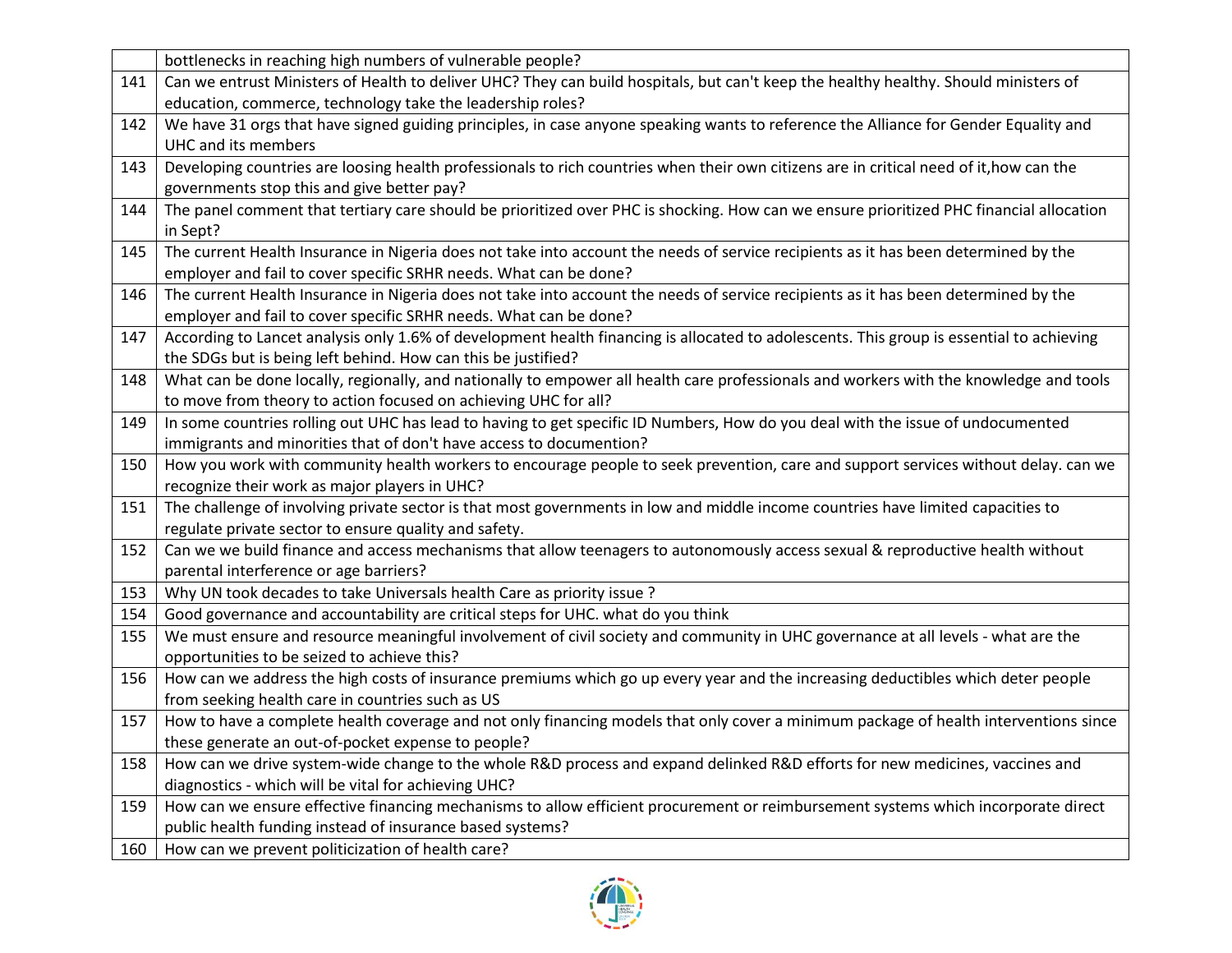| | |
|---|---|
| | bottlenecks in reaching high numbers of vulnerable people? |
| 141 | Can we entrust Ministers of Health to deliver UHC? They can build hospitals, but can't keep the healthy healthy. Should ministers of education, commerce, technology take the leadership roles? |
| 142 | We have 31 orgs that have signed guiding principles, in case anyone speaking wants to reference the Alliance for Gender Equality and UHC and its members |
| 143 | Developing countries are loosing health professionals to rich countries when their own citizens are in critical need of it,how can the governments stop this and give better pay? |
| 144 | The panel comment that tertiary care should be prioritized over PHC is shocking. How can we ensure prioritized PHC financial allocation in Sept? |
| 145 | The current Health Insurance in Nigeria does not take into account the needs of service recipients as it has been determined by the employer and fail to cover specific SRHR needs. What can be done? |
| 146 | The current Health Insurance in Nigeria does not take into account the needs of service recipients as it has been determined by the employer and fail to cover specific SRHR needs. What can be done? |
| 147 | According to Lancet analysis only 1.6% of development health financing is allocated to adolescents. This group is essential to achieving the SDGs but is being left behind. How can this be justified? |
| 148 | What can be done locally, regionally, and nationally to empower all health care professionals and workers with the knowledge and tools to move from theory to action focused on achieving UHC for all? |
| 149 | In some countries rolling out UHC has lead to having to get specific ID Numbers, How do you deal with the issue of undocumented immigrants and minorities that of don't have access to documention? |
| 150 | How you work with community health workers to encourage people to seek prevention, care and support services without delay. can we recognize their work as major players in UHC? |
| 151 | The challenge of involving private sector is that most governments in low and middle income countries have limited capacities to regulate private sector to ensure quality and safety. |
| 152 | Can we we build finance and access mechanisms that allow teenagers to autonomously access sexual & reproductive health without parental interference or age barriers? |
| 153 | Why UN took decades to take Universals health Care as priority issue ? |
| 154 | Good governance and accountability are critical steps for UHC. what do you think |
| 155 | We must ensure and resource meaningful involvement of civil society and community in UHC governance at all levels - what are the opportunities to be seized to achieve this? |
| 156 | How can we address the high costs of insurance premiums which go up every year and the increasing deductibles which deter people from seeking health care in countries such as US |
| 157 | How to have a complete health coverage and not only financing models that only cover a minimum package of health interventions since these generate an out-of-pocket expense to people? |
| 158 | How can we drive system-wide change to the whole R&D process and expand delinked R&D efforts for new medicines, vaccines and diagnostics - which will be vital for achieving UHC? |
| 159 | How can we ensure effective financing mechanisms to allow efficient procurement or reimbursement systems which incorporate direct public health funding instead of insurance based systems? |
| 160 | How can we prevent politicization of health care? |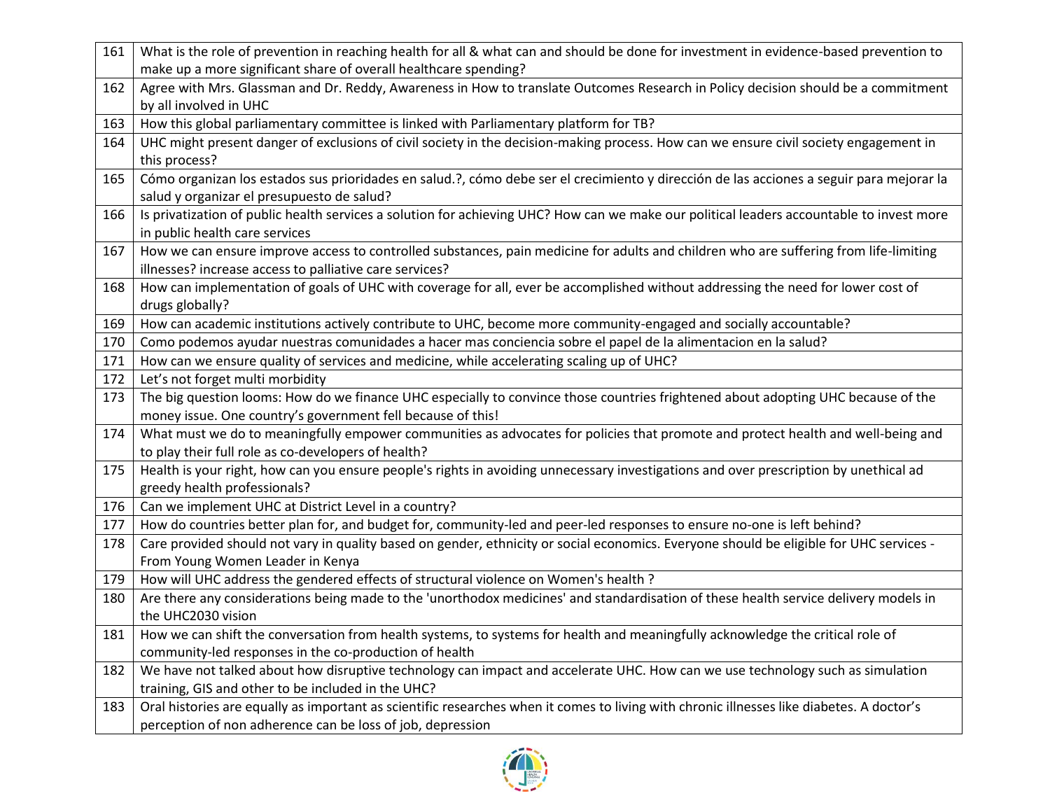| | |
|---|---|
| 161 | What is the role of prevention in reaching health for all & what can and should be done for investment in evidence-based prevention to make up a more significant share of overall healthcare spending? |
| 162 | Agree with Mrs. Glassman and Dr. Reddy, Awareness in How to translate Outcomes Research in Policy decision should be a commitment by all involved in UHC |
| 163 | How this global parliamentary committee is linked with Parliamentary platform for TB? |
| 164 | UHC might present danger of exclusions of civil society in the decision-making process. How can we ensure civil society engagement in this process? |
| 165 | Cómo organizan los estados sus prioridades en salud.?, cómo debe ser el crecimiento y dirección de las acciones a seguir para mejorar la salud y organizar el presupuesto de salud? |
| 166 | Is privatization of public health services a solution for achieving UHC? How can we make our political leaders accountable to invest more in public health care services |
| 167 | How we can ensure improve access to controlled substances, pain medicine for adults and children who are suffering from life-limiting illnesses? increase access to palliative care services? |
| 168 | How can implementation of goals of UHC with coverage for all, ever be accomplished without addressing the need for lower cost of drugs globally? |
| 169 | How can academic institutions actively contribute to UHC, become more community-engaged and socially accountable? |
| 170 | Como podemos ayudar nuestras comunidades a hacer mas conciencia sobre el papel de la alimentacion en la salud? |
| 171 | How can we ensure quality of services and medicine, while accelerating scaling up of UHC? |
| 172 | Let's not forget multi morbidity |
| 173 | The big question looms: How do we finance UHC especially to convince those countries frightened about adopting UHC because of the money issue. One country's government fell because of this! |
| 174 | What must we do to meaningfully empower communities as advocates for policies that promote and protect health and well-being and to play their full role as co-developers of health? |
| 175 | Health is your right, how can you ensure people's rights in avoiding unnecessary investigations and over prescription by unethical ad greedy health professionals? |
| 176 | Can we implement UHC at District Level in a country? |
| 177 | How do countries better plan for, and budget for, community-led and peer-led responses to ensure no-one is left behind? |
| 178 | Care provided should not vary in quality based on gender, ethnicity or social economics. Everyone should be eligible for UHC services - From Young Women Leader in Kenya |
| 179 | How will UHC address the gendered effects of structural violence on Women's health ? |
| 180 | Are there any considerations being made to the 'unorthodox medicines' and standardisation of these health service delivery models in the UHC2030 vision |
| 181 | How we can shift the conversation from health systems, to systems for health and meaningfully acknowledge the critical role of community-led responses in the co-production of health |
| 182 | We have not talked about how disruptive technology can impact and accelerate UHC. How can we use technology such as simulation training, GIS and other to be included in the UHC? |
| 183 | Oral histories are equally as important as scientific researches when it comes to living with chronic illnesses like diabetes. A doctor's perception of non adherence can be loss of job, depression |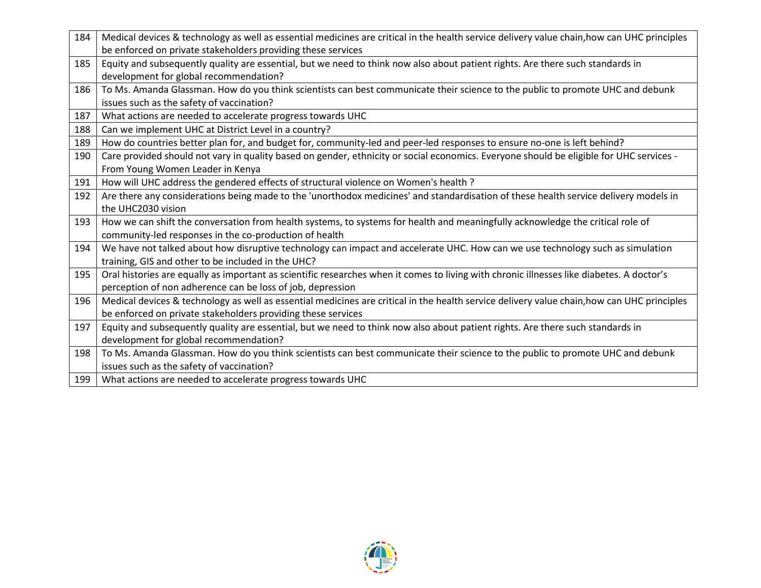| | |
|---|---|
| 184 | Medical devices & technology as well as essential medicines are critical in the health service delivery value chain,how can UHC principles be enforced on private stakeholders providing these services |
| 185 | Equity and subsequently quality are essential, but we need to think now also about patient rights. Are there such standards in development for global recommendation? |
| 186 | To Ms. Amanda Glassman. How do you think scientists can best communicate their science to the public to promote UHC and debunk issues such as the safety of vaccination? |
| 187 | What actions are needed to accelerate progress towards UHC |
| 188 | Can we implement UHC at District Level in a country? |
| 189 | How do countries better plan for, and budget for, community-led and peer-led responses to ensure no-one is left behind? |
| 190 | Care provided should not vary in quality based on gender, ethnicity or social economics. Everyone should be eligible for UHC services - From Young Women Leader in Kenya |
| 191 | How will UHC address the gendered effects of structural violence on Women's health ? |
| 192 | Are there any considerations being made to the 'unorthodox medicines' and standardisation of these health service delivery models in the UHC2030 vision |
| 193 | How we can shift the conversation from health systems, to systems for health and meaningfully acknowledge the critical role of community-led responses in the co-production of health |
| 194 | We have not talked about how disruptive technology can impact and accelerate UHC. How can we use technology such as simulation training, GIS and other to be included in the UHC? |
| 195 | Oral histories are equally as important as scientific researches when it comes to living with chronic illnesses like diabetes. A doctor's perception of non adherence can be loss of job, depression |
| 196 | Medical devices & technology as well as essential medicines are critical in the health service delivery value chain,how can UHC principles be enforced on private stakeholders providing these services |
| 197 | Equity and subsequently quality are essential, but we need to think now also about patient rights. Are there such standards in development for global recommendation? |
| 198 | To Ms. Amanda Glassman. How do you think scientists can best communicate their science to the public to promote UHC and debunk issues such as the safety of vaccination? |
| 199 | What actions are needed to accelerate progress towards UHC |